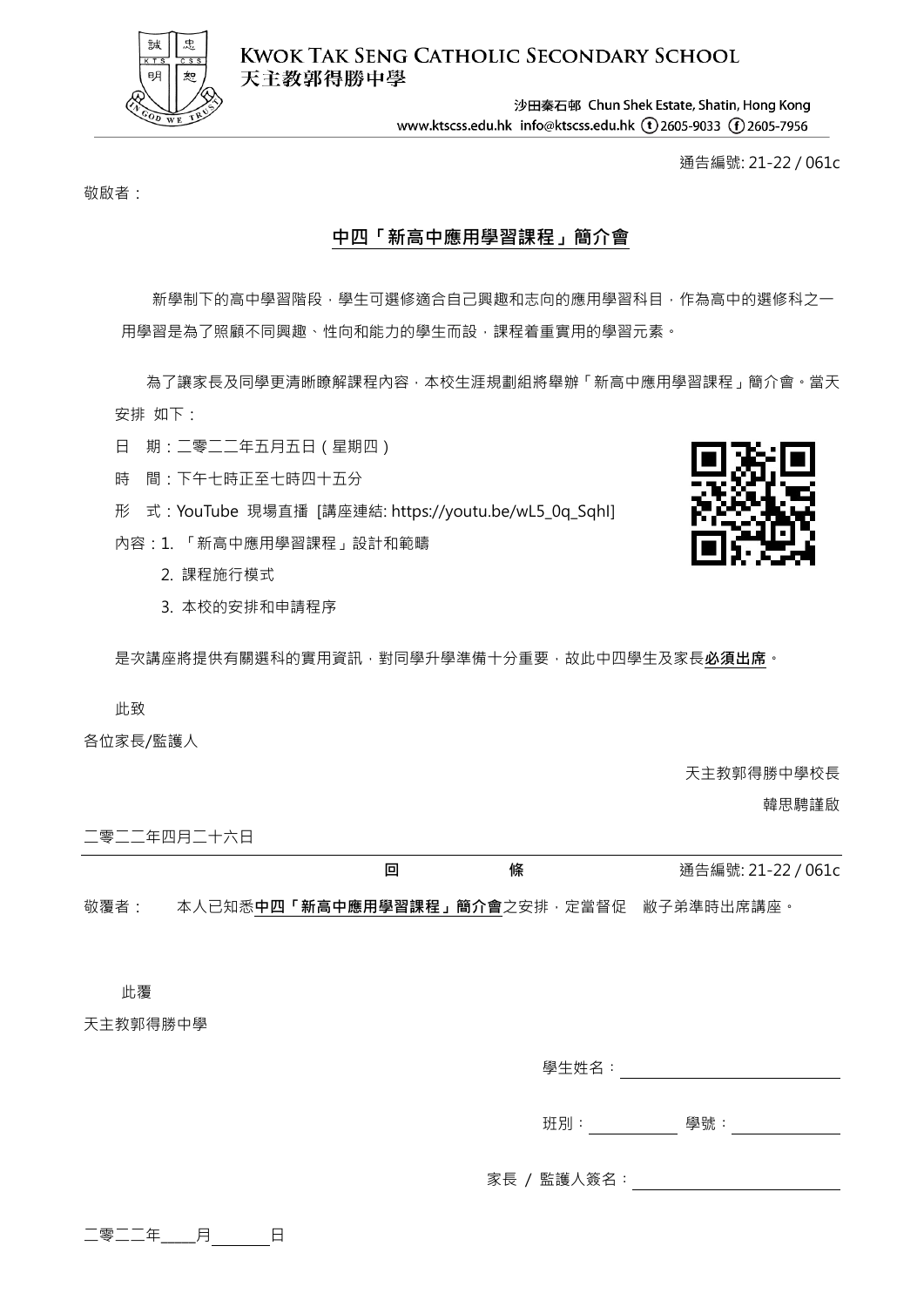**KWOK TAK SENG CATHOLIC SECONDARY SCHOOL**
**天主教郭得勝中學**

沙田秦石邨 Chun Shek Estate, Shatin, Hong Kong
www.ktscss.edu.hk info@ktscss.edu.hk (t) 2605-9033 (f) 2605-7956

通告編號: 21-22 / 061c

敬啟者：

## 中四「新高中應用學習課程」簡介會

新學制下的高中學習階段，學生可選修適合自己興趣和志向的應用學習科目，作為高中的選修科之一用學習是為了照顧不同興趣、性向和能力的學生而設，課程着重實用的學習元素。

為了讓家長及同學更清晰瞭解課程內容，本校生涯規劃組將舉辦「新高中應用學習課程」簡介會。當天安排 如下：

日　期：二零二二年五月五日（星期四）

時　間：下午七時正至七時四十五分

形　式：YouTube 現場直播 [講座連結: https://youtu.be/wL5_0q_SqhI]

內容：1. 「新高中應用學習課程」設計和範疇

2. 課程施行模式

3. 本校的安排和申請程序

是次講座將提供有關選科的實用資訊，對同學升學準備十分重要，故此中四學生及家長**必須出席**。

此致

各位家長/監護人

天主教郭得勝中學校長

韓思騁謹啟

二零二二年四月二十六日

---

**回　　　　條**　　　　通告編號: 21-22 / 061c

敬覆者：　本人已知悉**中四「新高中應用學習課程」簡介會**之安排，定當督促　敝子弟準時出席講座。

此覆

天主教郭得勝中學

學生姓名：＿＿＿＿＿＿＿＿＿＿

班別：＿＿＿＿＿ 學號：＿＿＿＿＿

家長 / 監護人簽名：＿＿＿＿＿＿＿＿＿＿

二零二二年＿＿月＿＿＿日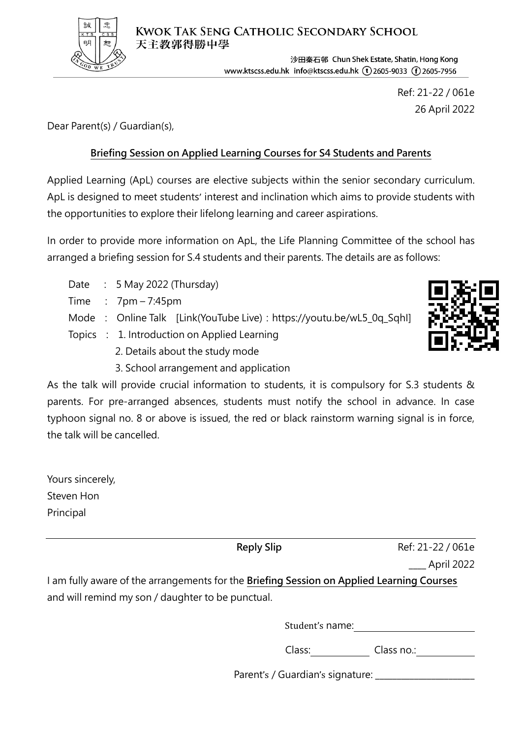KWOK TAK SENG CATHOLIC SECONDARY SCHOOL
天主教郭得勝中學

沙田秦石邨 Chun Shek Estate, Shatin, Hong Kong
www.ktscss.edu.hk info@ktscss.edu.hk (t) 2605-9033 (f) 2605-7956

Ref: 21-22 / 061e
26 April 2022

Dear Parent(s) / Guardian(s),

**Briefing Session on Applied Learning Courses for S4 Students and Parents**

Applied Learning (ApL) courses are elective subjects within the senior secondary curriculum. ApL is designed to meet students' interest and inclination which aims to provide students with the opportunities to explore their lifelong learning and career aspirations.

In order to provide more information on ApL, the Life Planning Committee of the school has arranged a briefing session for S.4 students and their parents. The details are as follows:

Date : 5 May 2022 (Thursday)
Time : 7pm – 7:45pm
Mode : Online Talk [Link(YouTube Live)：https://youtu.be/wL5_0q_SqhI]
Topics : 1. Introduction on Applied Learning
2. Details about the study mode
3. School arrangement and application

As the talk will provide crucial information to students, it is compulsory for S.3 students & parents. For pre-arranged absences, students must notify the school in advance. In case typhoon signal no. 8 or above is issued, the red or black rainstorm warning signal is in force, the talk will be cancelled.

Yours sincerely,
Steven Hon
Principal

---

**Reply Slip**

Ref: 21-22 / 061e
____ April 2022

I am fully aware of the arrangements for the **Briefing Session on Applied Learning Courses** and will remind my son / daughter to be punctual.

Student's name: ________________________

Class: ___________ Class no.: ___________

Parent's / Guardian's signature: ____________________